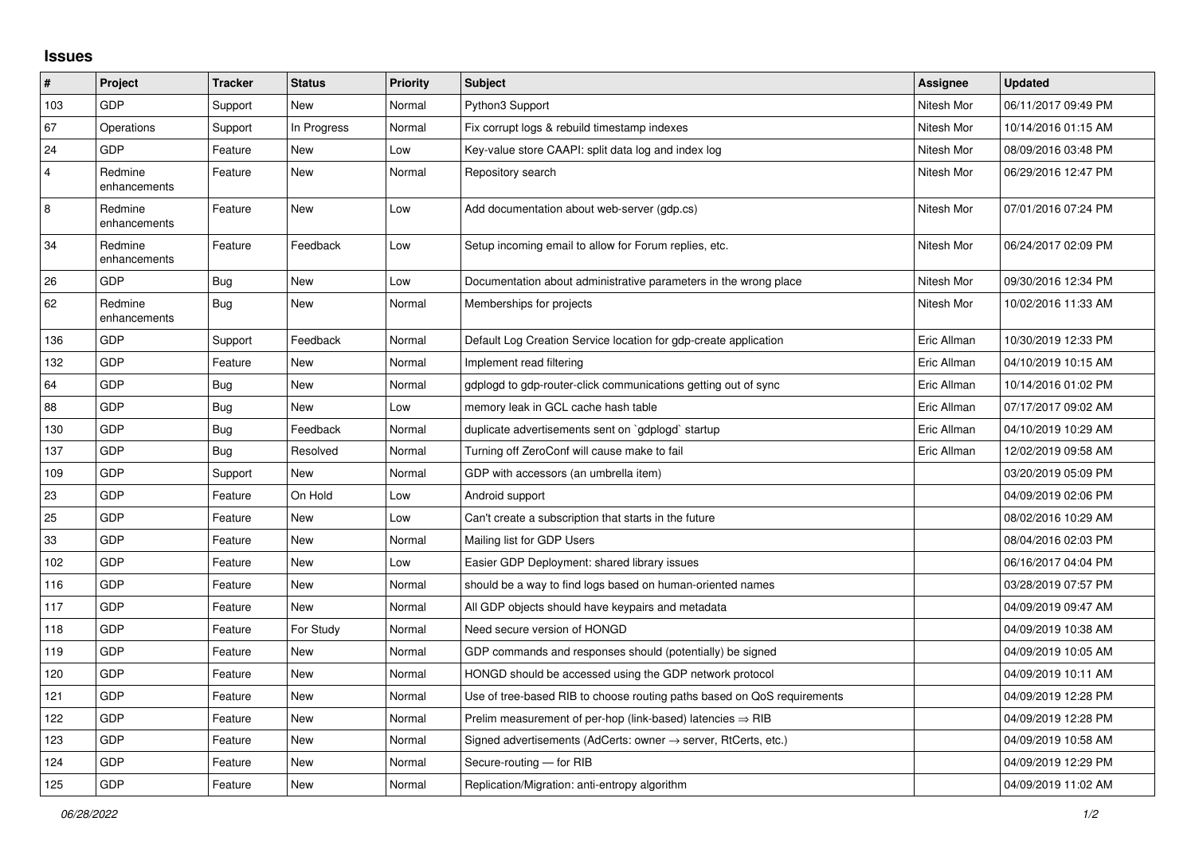## Issues

| # | Project | Tracker | Status | Priority | Subject | Assignee | Updated |
|---|---|---|---|---|---|---|---|
| 103 | GDP | Support | New | Normal | Python3 Support | Nitesh Mor | 06/11/2017 09:49 PM |
| 67 | Operations | Support | In Progress | Normal | Fix corrupt logs & rebuild timestamp indexes | Nitesh Mor | 10/14/2016 01:15 AM |
| 24 | GDP | Feature | New | Low | Key-value store CAAPI: split data log and index log | Nitesh Mor | 08/09/2016 03:48 PM |
| 4 | Redmine enhancements | Feature | New | Normal | Repository search | Nitesh Mor | 06/29/2016 12:47 PM |
| 8 | Redmine enhancements | Feature | New | Low | Add documentation about web-server (gdp.cs) | Nitesh Mor | 07/01/2016 07:24 PM |
| 34 | Redmine enhancements | Feature | Feedback | Low | Setup incoming email to allow for Forum replies, etc. | Nitesh Mor | 06/24/2017 02:09 PM |
| 26 | GDP | Bug | New | Low | Documentation about administrative parameters in the wrong place | Nitesh Mor | 09/30/2016 12:34 PM |
| 62 | Redmine enhancements | Bug | New | Normal | Memberships for projects | Nitesh Mor | 10/02/2016 11:33 AM |
| 136 | GDP | Support | Feedback | Normal | Default Log Creation Service location for gdp-create application | Eric Allman | 10/30/2019 12:33 PM |
| 132 | GDP | Feature | New | Normal | Implement read filtering | Eric Allman | 04/10/2019 10:15 AM |
| 64 | GDP | Bug | New | Normal | gdplogd to gdp-router-click communications getting out of sync | Eric Allman | 10/14/2016 01:02 PM |
| 88 | GDP | Bug | New | Low | memory leak in GCL cache hash table | Eric Allman | 07/17/2017 09:02 AM |
| 130 | GDP | Bug | Feedback | Normal | duplicate advertisements sent on `gdplogd` startup | Eric Allman | 04/10/2019 10:29 AM |
| 137 | GDP | Bug | Resolved | Normal | Turning off ZeroConf will cause make to fail | Eric Allman | 12/02/2019 09:58 AM |
| 109 | GDP | Support | New | Normal | GDP with accessors (an umbrella item) | | 03/20/2019 05:09 PM |
| 23 | GDP | Feature | On Hold | Low | Android support | | 04/09/2019 02:06 PM |
| 25 | GDP | Feature | New | Low | Can't create a subscription that starts in the future | | 08/02/2016 10:29 AM |
| 33 | GDP | Feature | New | Normal | Mailing list for GDP Users | | 08/04/2016 02:03 PM |
| 102 | GDP | Feature | New | Low | Easier GDP Deployment: shared library issues | | 06/16/2017 04:04 PM |
| 116 | GDP | Feature | New | Normal | should be a way to find logs based on human-oriented names | | 03/28/2019 07:57 PM |
| 117 | GDP | Feature | New | Normal | All GDP objects should have keypairs and metadata | | 04/09/2019 09:47 AM |
| 118 | GDP | Feature | For Study | Normal | Need secure version of HONGD | | 04/09/2019 10:38 AM |
| 119 | GDP | Feature | New | Normal | GDP commands and responses should (potentially) be signed | | 04/09/2019 10:05 AM |
| 120 | GDP | Feature | New | Normal | HONGD should be accessed using the GDP network protocol | | 04/09/2019 10:11 AM |
| 121 | GDP | Feature | New | Normal | Use of tree-based RIB to choose routing paths based on QoS requirements | | 04/09/2019 12:28 PM |
| 122 | GDP | Feature | New | Normal | Prelim measurement of per-hop (link-based) latencies ⇒ RIB | | 04/09/2019 12:28 PM |
| 123 | GDP | Feature | New | Normal | Signed advertisements (AdCerts: owner → server, RtCerts, etc.) | | 04/09/2019 10:58 AM |
| 124 | GDP | Feature | New | Normal | Secure-routing — for RIB | | 04/09/2019 12:29 PM |
| 125 | GDP | Feature | New | Normal | Replication/Migration: anti-entropy algorithm | | 04/09/2019 11:02 AM |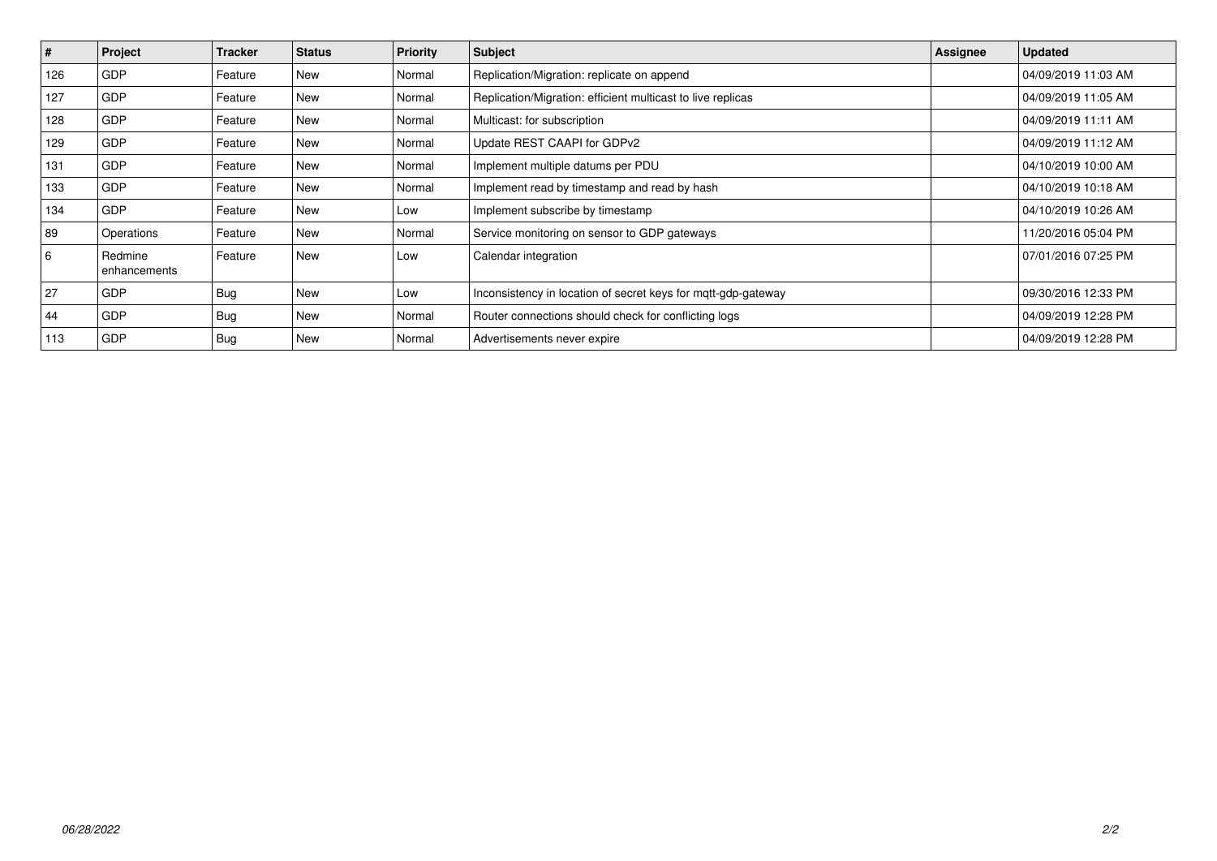| # | Project | Tracker | Status | Priority | Subject | Assignee | Updated |
|---|---|---|---|---|---|---|---|
| 126 | GDP | Feature | New | Normal | Replication/Migration: replicate on append | | 04/09/2019 11:03 AM |
| 127 | GDP | Feature | New | Normal | Replication/Migration: efficient multicast to live replicas | | 04/09/2019 11:05 AM |
| 128 | GDP | Feature | New | Normal | Multicast: for subscription | | 04/09/2019 11:11 AM |
| 129 | GDP | Feature | New | Normal | Update REST CAAPI for GDPv2 | | 04/09/2019 11:12 AM |
| 131 | GDP | Feature | New | Normal | Implement multiple datums per PDU | | 04/10/2019 10:00 AM |
| 133 | GDP | Feature | New | Normal | Implement read by timestamp and read by hash | | 04/10/2019 10:18 AM |
| 134 | GDP | Feature | New | Low | Implement subscribe by timestamp | | 04/10/2019 10:26 AM |
| 89 | Operations | Feature | New | Normal | Service monitoring on sensor to GDP gateways | | 11/20/2016 05:04 PM |
| 6 | Redmine enhancements | Feature | New | Low | Calendar integration | | 07/01/2016 07:25 PM |
| 27 | GDP | Bug | New | Low | Inconsistency in location of secret keys for mqtt-gdp-gateway | | 09/30/2016 12:33 PM |
| 44 | GDP | Bug | New | Normal | Router connections should check for conflicting logs | | 04/09/2019 12:28 PM |
| 113 | GDP | Bug | New | Normal | Advertisements never expire | | 04/09/2019 12:28 PM |